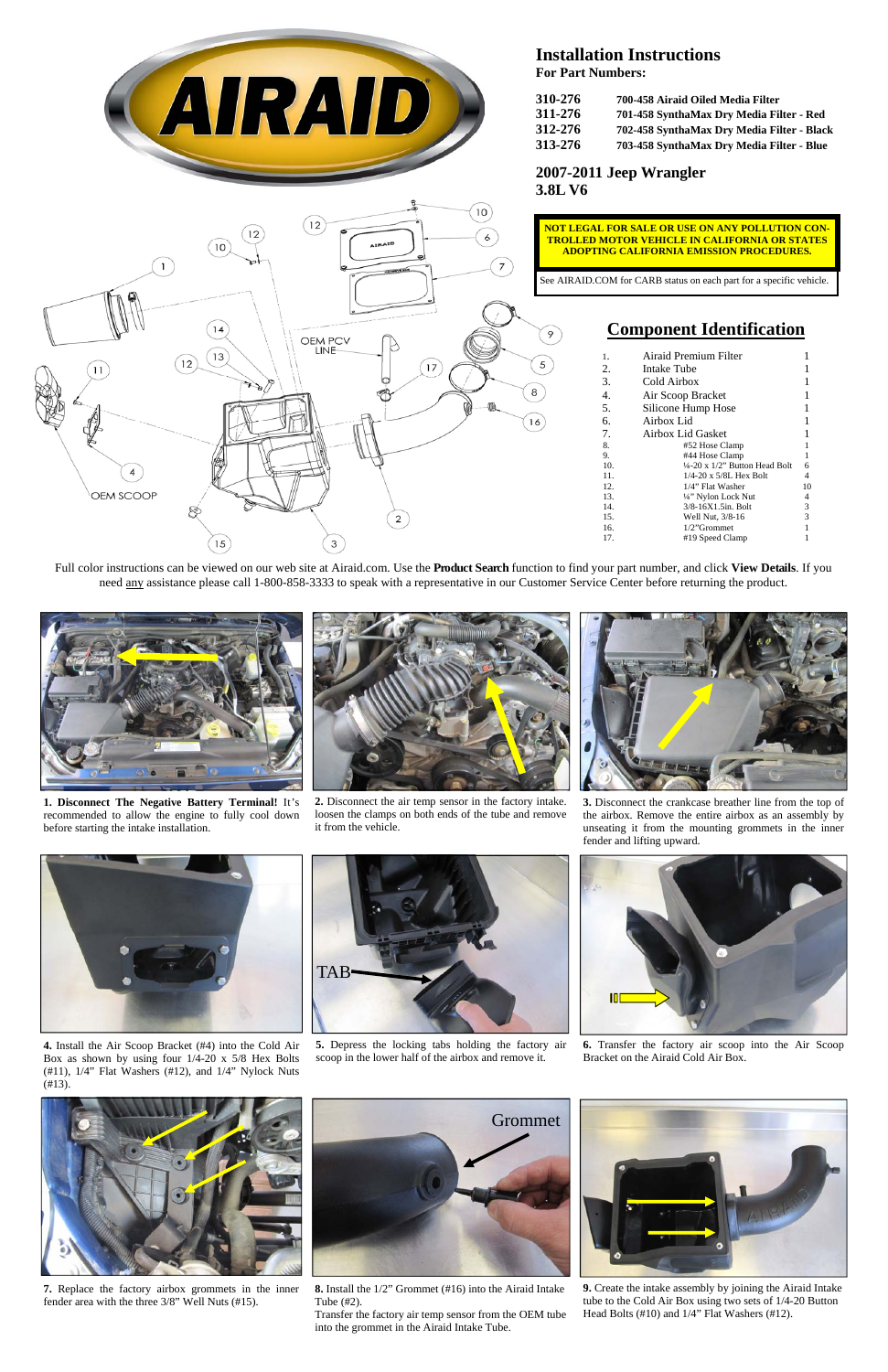# Installation Instructions

**For Part Numbers:**

| | |
|---|---|
| **310-276** | **700-458 Airaid Oiled Media Filter** |
| **311-276** | **701-458 SynthaMax Dry Media Filter - Red** |
| **312-276** | **702-458 SynthaMax Dry Media Filter - Black** |
| **313-276** | **703-458 SynthaMax Dry Media Filter - Blue** |

## 2007-2011 Jeep Wrangler 3.8L V6

**NOT LEGAL FOR SALE OR USE ON ANY POLLUTION CONTROLLED MOTOR VEHICLE IN CALIFORNIA OR STATES ADOPTING CALIFORNIA EMISSION PROCEDURES.**

See AIRAID.COM for CARB status on each part for a specific vehicle.

## Component Identification

| | | |
|---|---|---|
| 1. | Airaid Premium Filter | 1 |
| 2. | Intake Tube | 1 |
| 3. | Cold Airbox | 1 |
| 4. | Air Scoop Bracket | 1 |
| 5. | Silicone Hump Hose | 1 |
| 6. | Airbox Lid | 1 |
| 7. | Airbox Lid Gasket | 1 |
| 8. | #52 Hose Clamp | 1 |
| 9. | #44 Hose Clamp | 1 |
| 10. | ¼-20 x 1/2" Button Head Bolt | 6 |
| 11. | 1/4-20 x 5/8L Hex Bolt | 4 |
| 12. | 1/4" Flat Washer | 10 |
| 13. | ¼" Nylon Lock Nut | 4 |
| 14. | 3/8-16X1.5in. Bolt | 3 |
| 15. | Well Nut, 3/8-16 | 3 |
| 16. | 1/2"Grommet | 1 |
| 17. | #19 Speed Clamp | 1 |

Full color instructions can be viewed on our web site at Airaid.com. Use the **Product Search** function to find your part number, and click **View Details**. If you need any assistance please call 1-800-858-3333 to speak with a representative in our Customer Service Center before returning the product.

**1. Disconnect The Negative Battery Terminal!** It's recommended to allow the engine to fully cool down before starting the intake installation.

**2.** Disconnect the air temp sensor in the factory intake, loosen the clamps on both ends of the tube and remove it from the vehicle.

**3.** Disconnect the crankcase breather line from the top of the airbox. Remove the entire airbox as an assembly by unseating it from the mounting grommets in the inner fender and lifting upward.

**4.** Install the Air Scoop Bracket (#4) into the Cold Air Box as shown by using four 1/4-20 x 5/8 Hex Bolts (#11), 1/4" Flat Washers (#12), and 1/4" Nylock Nuts (#13).

**5.** Depress the locking tabs holding the factory air scoop in the lower half of the airbox and remove it.

**6.** Transfer the factory air scoop into the Air Scoop Bracket on the Airaid Cold Air Box.

**7.** Replace the factory airbox grommets in the inner fender area with the three 3/8" Well Nuts (#15).

**8.** Install the 1/2" Grommet (#16) into the Airaid Intake Tube (#2).
Transfer the factory air temp sensor from the OEM tube into the grommet in the Airaid Intake Tube.

**9.** Create the intake assembly by joining the Airaid Intake tube to the Cold Air Box using two sets of 1/4-20 Button Head Bolts (#10) and 1/4" Flat Washers (#12).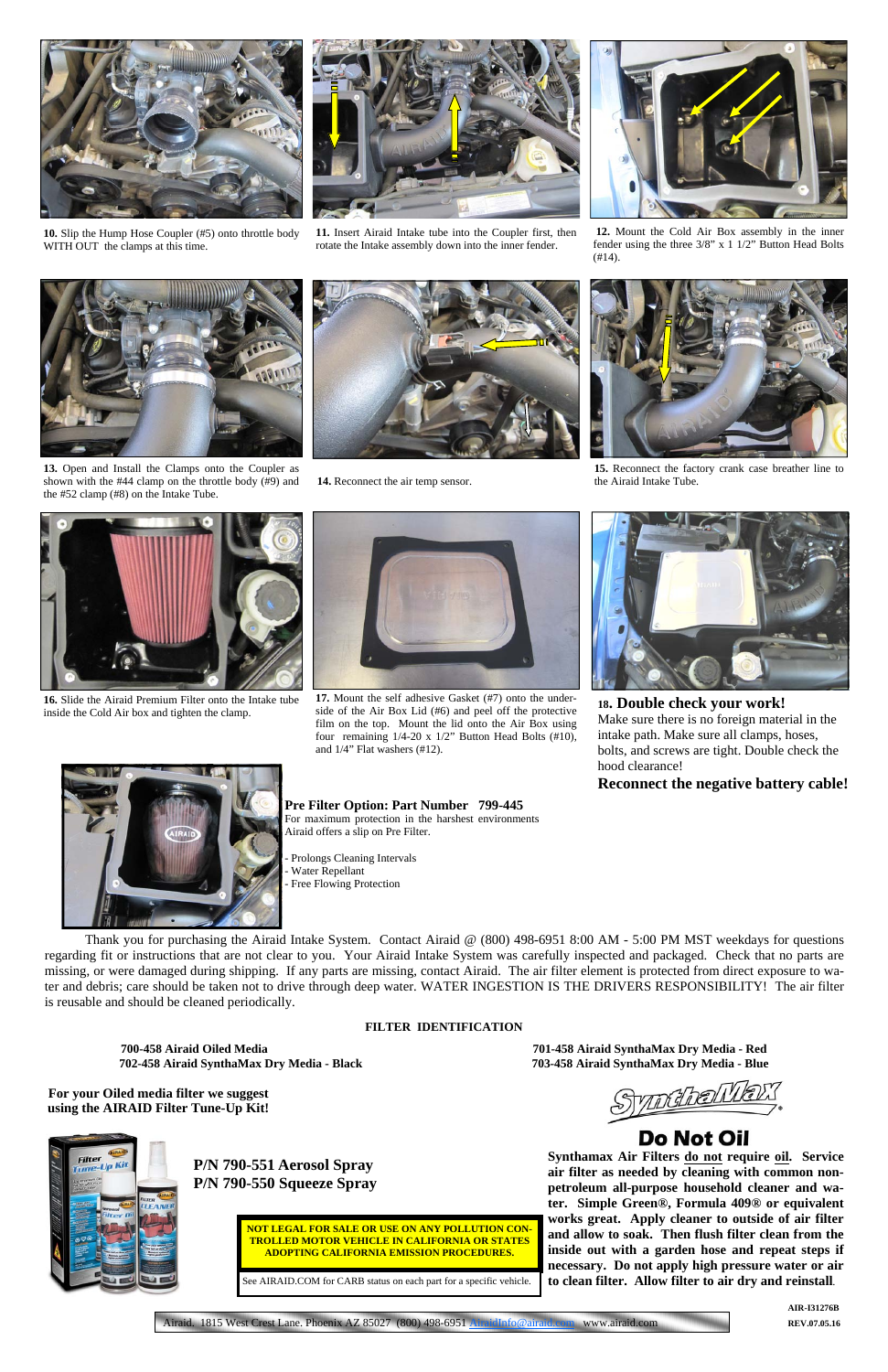**10.** Slip the Hump Hose Coupler (#5) onto throttle body WITH OUT the clamps at this time.

**11.** Insert Airaid Intake tube into the Coupler first, then rotate the Intake assembly down into the inner fender.

**12.** Mount the Cold Air Box assembly in the inner fender using the three 3/8" x 1 1/2" Button Head Bolts (#14).

**13.** Open and Install the Clamps onto the Coupler as shown with the #44 clamp on the throttle body (#9) and the #52 clamp (#8) on the Intake Tube.

**14.** Reconnect the air temp sensor.

**15.** Reconnect the factory crank case breather line to the Airaid Intake Tube.

**16.** Slide the Airaid Premium Filter onto the Intake tube inside the Cold Air box and tighten the clamp.

**17.** Mount the self adhesive Gasket (#7) onto the underside of the Air Box Lid (#6) and peel off the protective film on the top. Mount the lid onto the Air Box using four remaining 1/4-20 x 1/2" Button Head Bolts (#10), and 1/4" Flat washers (#12).

**18. Double check your work!**
Make sure there is no foreign material in the intake path. Make sure all clamps, hoses, bolts, and screws are tight. Double check the hood clearance!

**Reconnect the negative battery cable!**

**Pre Filter Option: Part Number 799-445**
For maximum protection in the harshest environments Airaid offers a slip on Pre Filter.

- Prolongs Cleaning Intervals
- Water Repellant
- Free Flowing Protection

Thank you for purchasing the Airaid Intake System. Contact Airaid @ (800) 498-6951 8:00 AM - 5:00 PM MST weekdays for questions regarding fit or instructions that are not clear to you. Your Airaid Intake System was carefully inspected and packaged. Check that no parts are missing, or were damaged during shipping. If any parts are missing, contact Airaid. The air filter element is protected from direct exposure to water and debris; care should be taken not to drive through deep water. WATER INGESTION IS THE DRIVERS RESPONSIBILITY! The air filter is reusable and should be cleaned periodically.

**FILTER IDENTIFICATION**

**700-458 Airaid Oiled Media**
**702-458 Airaid SynthaMax Dry Media - Black**
**701-458 Airaid SynthaMax Dry Media - Red**
**703-458 Airaid SynthaMax Dry Media - Blue**

**For your Oiled media filter we suggest using the AIRAID Filter Tune-Up Kit!**

**P/N 790-551 Aerosol Spray**
**P/N 790-550 Squeeze Spray**

**NOT LEGAL FOR SALE OR USE ON ANY POLLUTION CONTROLLED MOTOR VEHICLE IN CALIFORNIA OR STATES ADOPTING CALIFORNIA EMISSION PROCEDURES.**

See AIRAID.COM for CARB status on each part for a specific vehicle.

SynthaMax

**Do Not Oil**

**Synthamax Air Filters do not require oil. Service air filter as needed by cleaning with common non-petroleum all-purpose household cleaner and water. Simple Green®, Formula 409® or equivalent works great. Apply cleaner to outside of air filter and allow to soak. Then flush filter clean from the inside out with a garden hose and repeat steps if necessary. Do not apply high pressure water or air to clean filter. Allow filter to air dry and reinstall.**

Airaid. 1815 West Crest Lane. Phoenix AZ 85027 (800) 498-6951 AiraidInfo@airaid.com www.airaid.com

**AIR-I31276B**
**REV.07.05.16**